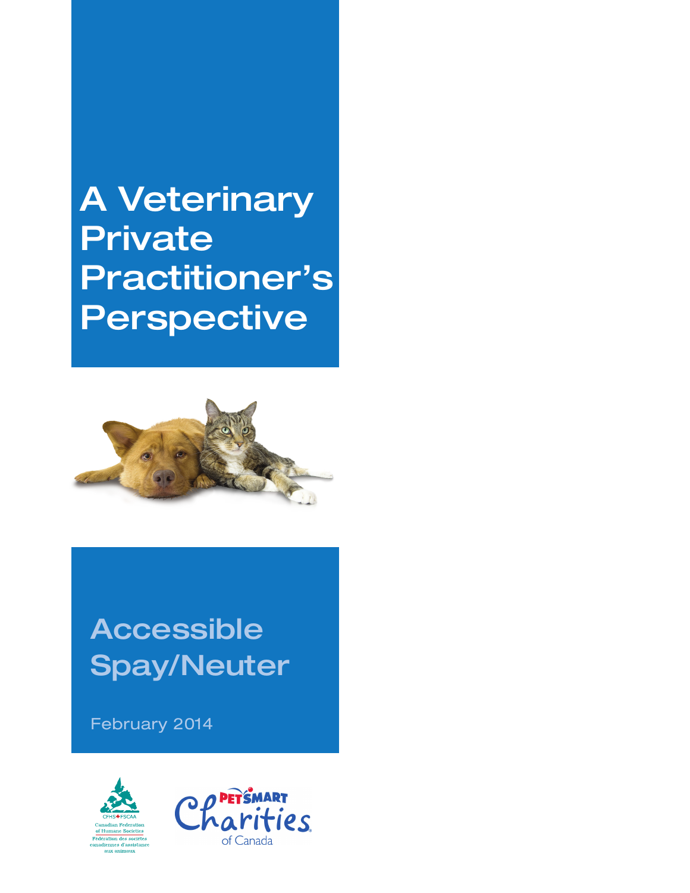# A Veterinary Private Practitioner's Perspective

## Accessible Spay/Neuter

February 2014

CFHS FSCAA
Canadian Federation of Humane Societies
Fédération des sociétés canadiennes d'assistance aux animaux

PetSmart Charities of Canada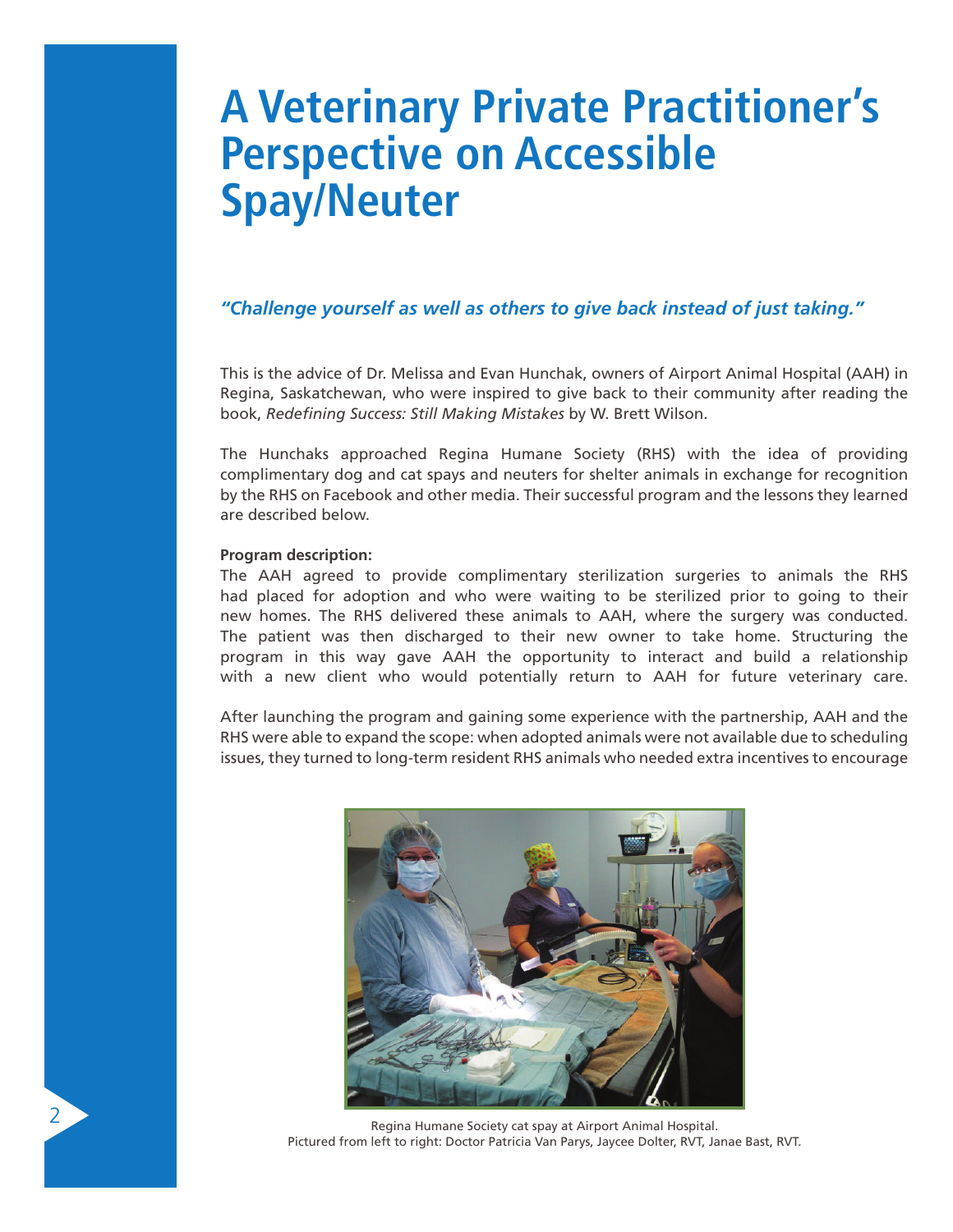# A Veterinary Private Practitioner's Perspective on Accessible Spay/Neuter

***"Challenge yourself as well as others to give back instead of just taking."***

This is the advice of Dr. Melissa and Evan Hunchak, owners of Airport Animal Hospital (AAH) in Regina, Saskatchewan, who were inspired to give back to their community after reading the book, *Redefining Success: Still Making Mistakes* by W. Brett Wilson.

The Hunchaks approached Regina Humane Society (RHS) with the idea of providing complimentary dog and cat spays and neuters for shelter animals in exchange for recognition by the RHS on Facebook and other media. Their successful program and the lessons they learned are described below.

**Program description:**

The AAH agreed to provide complimentary sterilization surgeries to animals the RHS had placed for adoption and who were waiting to be sterilized prior to going to their new homes. The RHS delivered these animals to AAH, where the surgery was conducted. The patient was then discharged to their new owner to take home. Structuring the program in this way gave AAH the opportunity to interact and build a relationship with a new client who would potentially return to AAH for future veterinary care.

After launching the program and gaining some experience with the partnership, AAH and the RHS were able to expand the scope: when adopted animals were not available due to scheduling issues, they turned to long-term resident RHS animals who needed extra incentives to encourage

Regina Humane Society cat spay at Airport Animal Hospital.
Pictured from left to right: Doctor Patricia Van Parys, Jaycee Dolter, RVT, Janae Bast, RVT.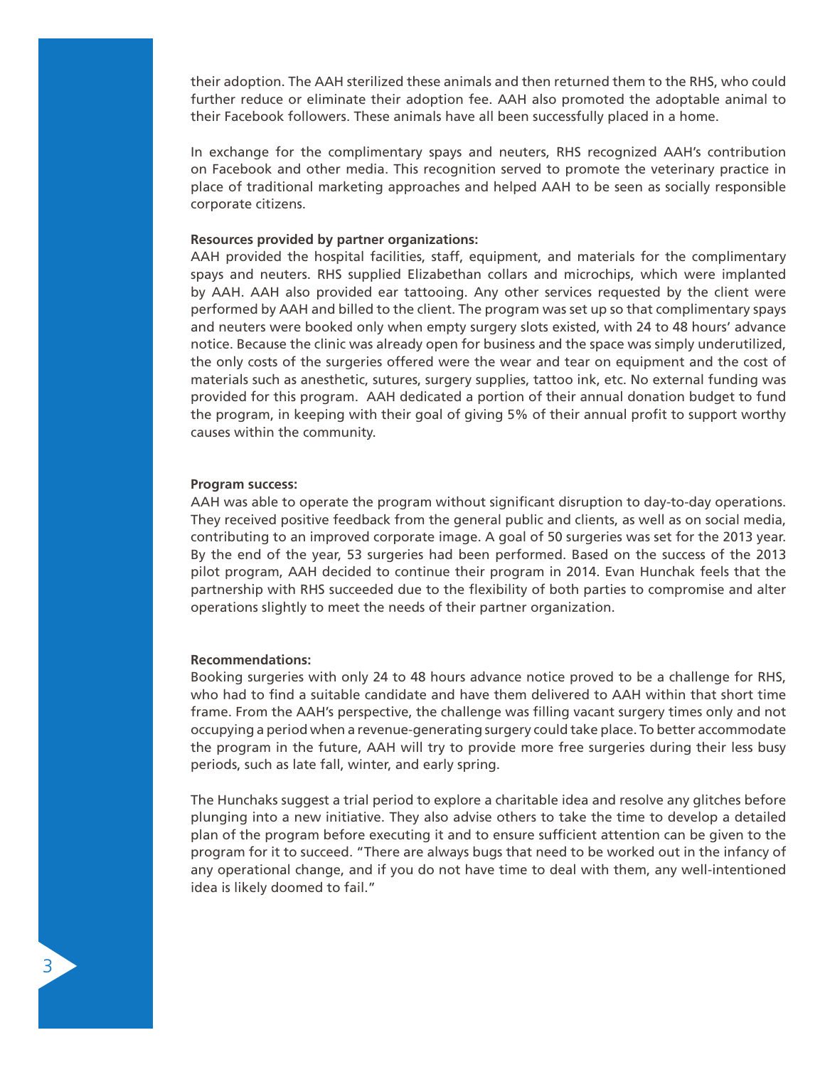their adoption. The AAH sterilized these animals and then returned them to the RHS, who could further reduce or eliminate their adoption fee. AAH also promoted the adoptable animal to their Facebook followers. These animals have all been successfully placed in a home.

In exchange for the complimentary spays and neuters, RHS recognized AAH's contribution on Facebook and other media. This recognition served to promote the veterinary practice in place of traditional marketing approaches and helped AAH to be seen as socially responsible corporate citizens.

**Resources provided by partner organizations:**

AAH provided the hospital facilities, staff, equipment, and materials for the complimentary spays and neuters. RHS supplied Elizabethan collars and microchips, which were implanted by AAH. AAH also provided ear tattooing. Any other services requested by the client were performed by AAH and billed to the client. The program was set up so that complimentary spays and neuters were booked only when empty surgery slots existed, with 24 to 48 hours' advance notice. Because the clinic was already open for business and the space was simply underutilized, the only costs of the surgeries offered were the wear and tear on equipment and the cost of materials such as anesthetic, sutures, surgery supplies, tattoo ink, etc. No external funding was provided for this program. AAH dedicated a portion of their annual donation budget to fund the program, in keeping with their goal of giving 5% of their annual profit to support worthy causes within the community.

**Program success:**

AAH was able to operate the program without significant disruption to day-to-day operations. They received positive feedback from the general public and clients, as well as on social media, contributing to an improved corporate image. A goal of 50 surgeries was set for the 2013 year. By the end of the year, 53 surgeries had been performed. Based on the success of the 2013 pilot program, AAH decided to continue their program in 2014. Evan Hunchak feels that the partnership with RHS succeeded due to the flexibility of both parties to compromise and alter operations slightly to meet the needs of their partner organization.

**Recommendations:**

Booking surgeries with only 24 to 48 hours advance notice proved to be a challenge for RHS, who had to find a suitable candidate and have them delivered to AAH within that short time frame. From the AAH's perspective, the challenge was filling vacant surgery times only and not occupying a period when a revenue-generating surgery could take place. To better accommodate the program in the future, AAH will try to provide more free surgeries during their less busy periods, such as late fall, winter, and early spring.

The Hunchaks suggest a trial period to explore a charitable idea and resolve any glitches before plunging into a new initiative. They also advise others to take the time to develop a detailed plan of the program before executing it and to ensure sufficient attention can be given to the program for it to succeed. "There are always bugs that need to be worked out in the infancy of any operational change, and if you do not have time to deal with them, any well-intentioned idea is likely doomed to fail."